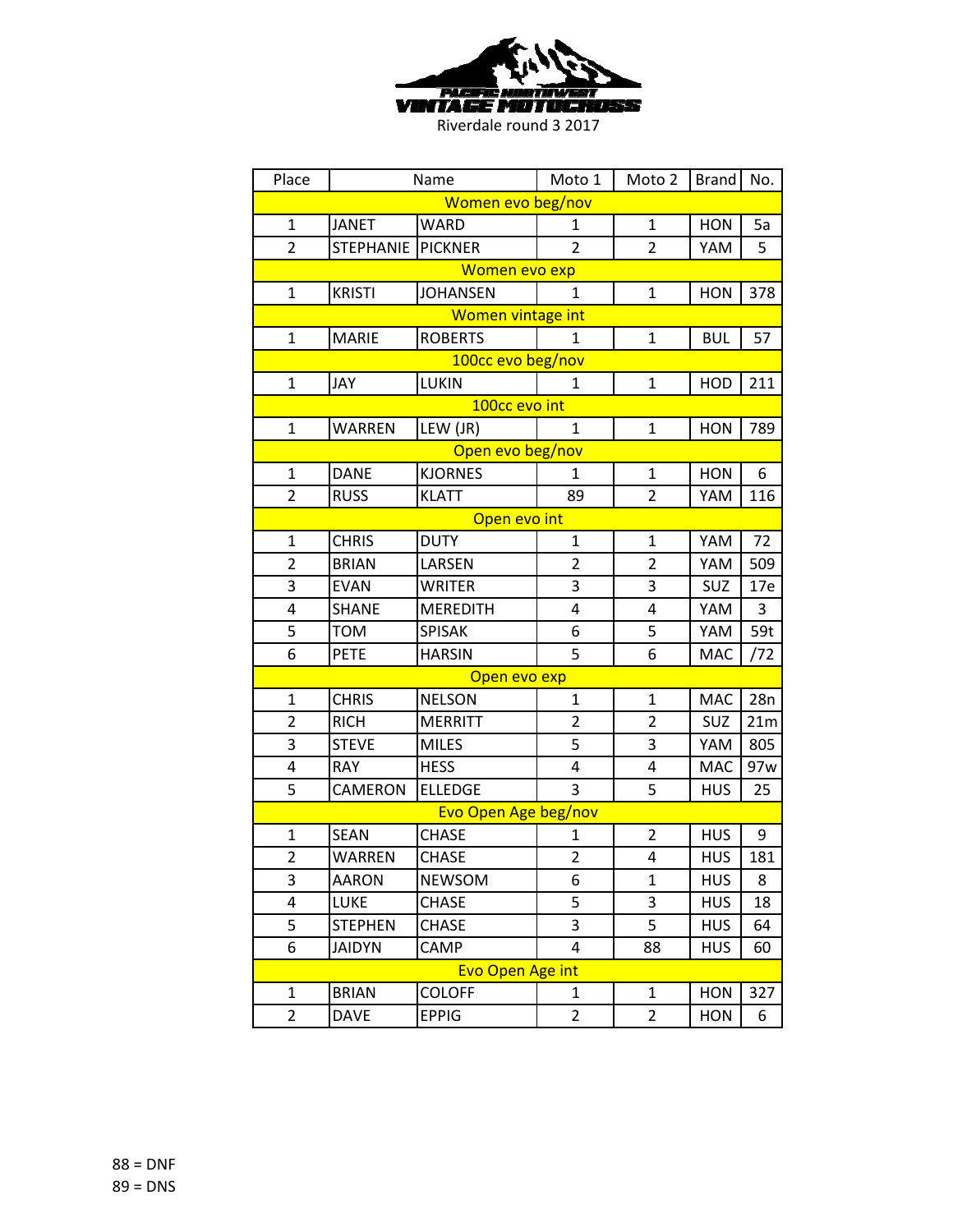PACIFIC NORTHWEST VINTAGE MOTOCROSS

Riverdale round 3 2017

| Place | Name | | Moto 1 | Moto 2 | Brand | No. |
|---|---|---|---|---|---|---|
| Women evo beg/nov | | | | | | |
| 1 | JANET | WARD | 1 | 1 | HON | 5a |
| 2 | STEPHANIE | PICKNER | 2 | 2 | YAM | 5 |
| Women evo exp | | | | | | |
| 1 | KRISTI | JOHANSEN | 1 | 1 | HON | 378 |
| Women vintage int | | | | | | |
| 1 | MARIE | ROBERTS | 1 | 1 | BUL | 57 |
| 100cc evo beg/nov | | | | | | |
| 1 | JAY | LUKIN | 1 | 1 | HOD | 211 |
| 100cc evo int | | | | | | |
| 1 | WARREN | LEW (JR) | 1 | 1 | HON | 789 |
| Open evo beg/nov | | | | | | |
| 1 | DANE | KJORNES | 1 | 1 | HON | 6 |
| 2 | RUSS | KLATT | 89 | 2 | YAM | 116 |
| Open evo int | | | | | | |
| 1 | CHRIS | DUTY | 1 | 1 | YAM | 72 |
| 2 | BRIAN | LARSEN | 2 | 2 | YAM | 509 |
| 3 | EVAN | WRITER | 3 | 3 | SUZ | 17e |
| 4 | SHANE | MEREDITH | 4 | 4 | YAM | 3 |
| 5 | TOM | SPISAK | 6 | 5 | YAM | 59t |
| 6 | PETE | HARSIN | 5 | 6 | MAC | /72 |
| Open evo exp | | | | | | |
| 1 | CHRIS | NELSON | 1 | 1 | MAC | 28n |
| 2 | RICH | MERRITT | 2 | 2 | SUZ | 21m |
| 3 | STEVE | MILES | 5 | 3 | YAM | 805 |
| 4 | RAY | HESS | 4 | 4 | MAC | 97w |
| 5 | CAMERON | ELLEDGE | 3 | 5 | HUS | 25 |
| Evo Open Age beg/nov | | | | | | |
| 1 | SEAN | CHASE | 1 | 2 | HUS | 9 |
| 2 | WARREN | CHASE | 2 | 4 | HUS | 181 |
| 3 | AARON | NEWSOM | 6 | 1 | HUS | 8 |
| 4 | LUKE | CHASE | 5 | 3 | HUS | 18 |
| 5 | STEPHEN | CHASE | 3 | 5 | HUS | 64 |
| 6 | JAIDYN | CAMP | 4 | 88 | HUS | 60 |
| Evo Open Age int | | | | | | |
| 1 | BRIAN | COLOFF | 1 | 1 | HON | 327 |
| 2 | DAVE | EPPIG | 2 | 2 | HON | 6 |

88 = DNF

89 = DNS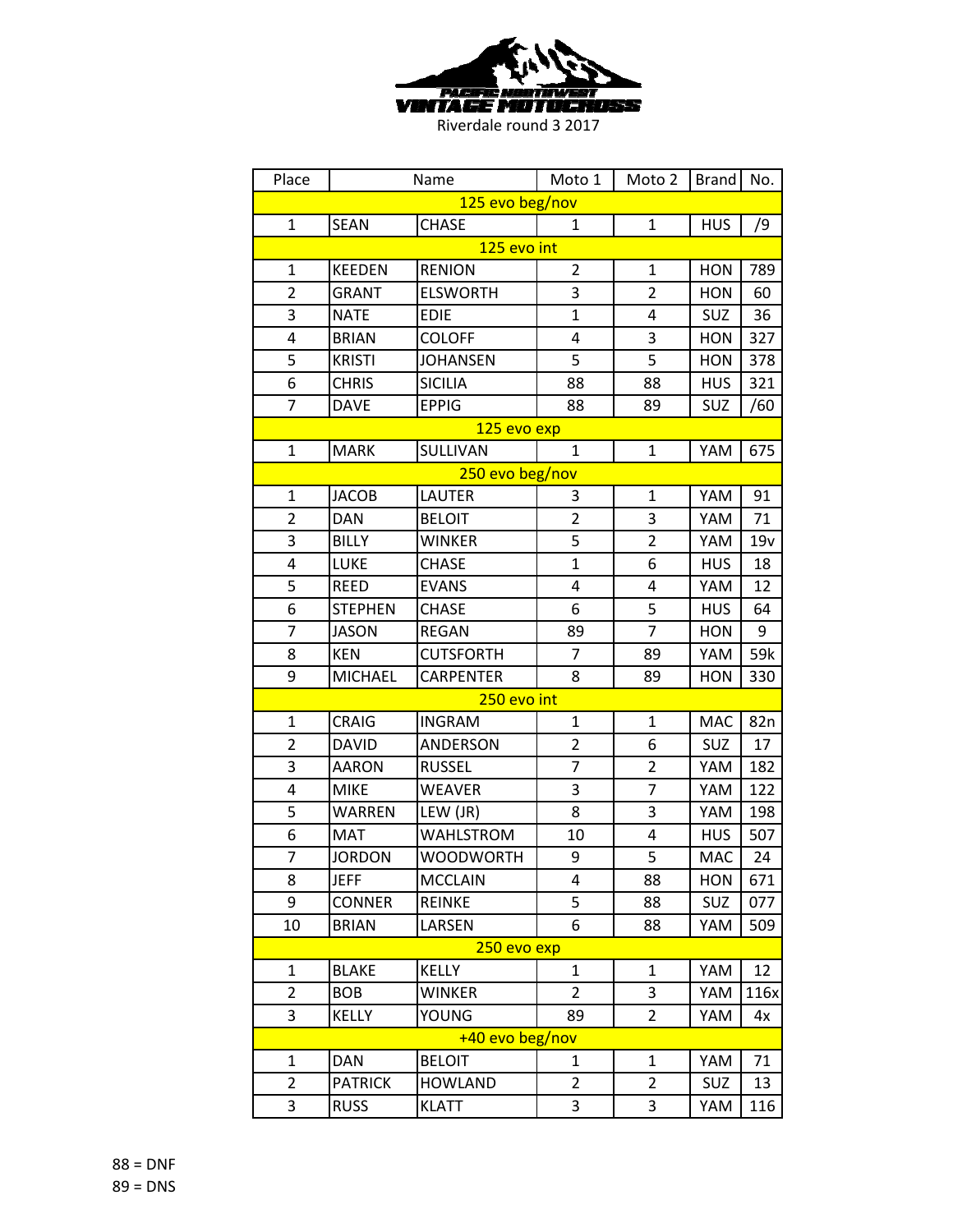PACIFIC NORTHWEST VINTAGE MOTOCROSS

Riverdale round 3 2017

| Place | Name | | Moto 1 | Moto 2 | Brand | No. |
|---|---|---|---|---|---|---|
| 125 evo beg/nov | | | | | | |
| 1 | SEAN | CHASE | 1 | 1 | HUS | /9 |
| 125 evo int | | | | | | |
| 1 | KEEDEN | RENION | 2 | 1 | HON | 789 |
| 2 | GRANT | ELSWORTH | 3 | 2 | HON | 60 |
| 3 | NATE | EDIE | 1 | 4 | SUZ | 36 |
| 4 | BRIAN | COLOFF | 4 | 3 | HON | 327 |
| 5 | KRISTI | JOHANSEN | 5 | 5 | HON | 378 |
| 6 | CHRIS | SICILIA | 88 | 88 | HUS | 321 |
| 7 | DAVE | EPPIG | 88 | 89 | SUZ | /60 |
| 125 evo exp | | | | | | |
| 1 | MARK | SULLIVAN | 1 | 1 | YAM | 675 |
| 250 evo beg/nov | | | | | | |
| 1 | JACOB | LAUTER | 3 | 1 | YAM | 91 |
| 2 | DAN | BELOIT | 2 | 3 | YAM | 71 |
| 3 | BILLY | WINKER | 5 | 2 | YAM | 19v |
| 4 | LUKE | CHASE | 1 | 6 | HUS | 18 |
| 5 | REED | EVANS | 4 | 4 | YAM | 12 |
| 6 | STEPHEN | CHASE | 6 | 5 | HUS | 64 |
| 7 | JASON | REGAN | 89 | 7 | HON | 9 |
| 8 | KEN | CUTSFORTH | 7 | 89 | YAM | 59k |
| 9 | MICHAEL | CARPENTER | 8 | 89 | HON | 330 |
| 250 evo int | | | | | | |
| 1 | CRAIG | INGRAM | 1 | 1 | MAC | 82n |
| 2 | DAVID | ANDERSON | 2 | 6 | SUZ | 17 |
| 3 | AARON | RUSSEL | 7 | 2 | YAM | 182 |
| 4 | MIKE | WEAVER | 3 | 7 | YAM | 122 |
| 5 | WARREN | LEW (JR) | 8 | 3 | YAM | 198 |
| 6 | MAT | WAHLSTROM | 10 | 4 | HUS | 507 |
| 7 | JORDON | WOODWORTH | 9 | 5 | MAC | 24 |
| 8 | JEFF | MCCLAIN | 4 | 88 | HON | 671 |
| 9 | CONNER | REINKE | 5 | 88 | SUZ | 077 |
| 10 | BRIAN | LARSEN | 6 | 88 | YAM | 509 |
| 250 evo exp | | | | | | |
| 1 | BLAKE | KELLY | 1 | 1 | YAM | 12 |
| 2 | BOB | WINKER | 2 | 3 | YAM | 116x |
| 3 | KELLY | YOUNG | 89 | 2 | YAM | 4x |
| +40 evo beg/nov | | | | | | |
| 1 | DAN | BELOIT | 1 | 1 | YAM | 71 |
| 2 | PATRICK | HOWLAND | 2 | 2 | SUZ | 13 |
| 3 | RUSS | KLATT | 3 | 3 | YAM | 116 |

88 = DNF

89 = DNS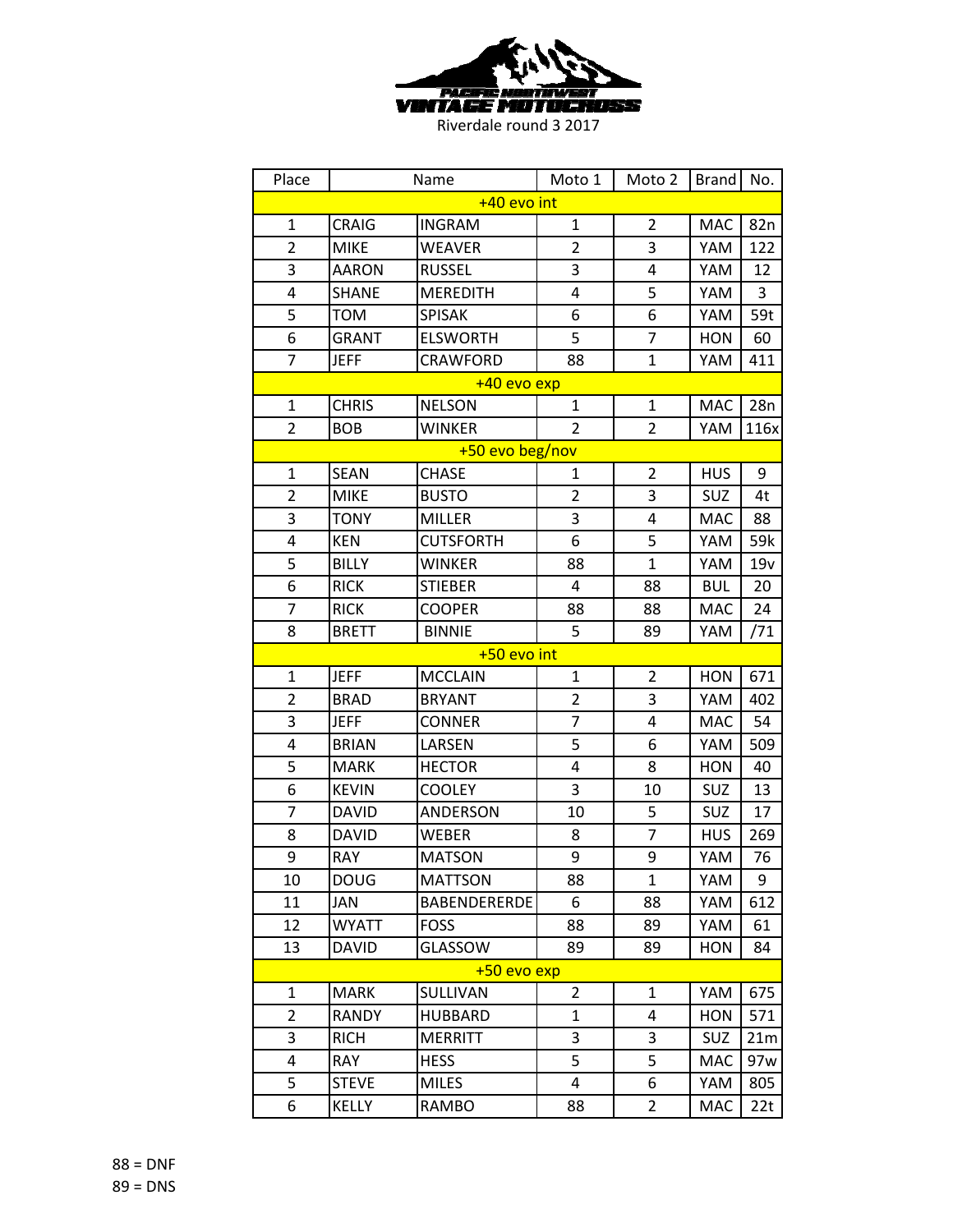PACIFIC NORTHWEST VINTAGE MOTOCROSS

Riverdale round 3 2017

| Place | Name | | Moto 1 | Moto 2 | Brand | No. |
|---|---|---|---|---|---|---|
| +40 evo int | | | | | | |
| 1 | CRAIG | INGRAM | 1 | 2 | MAC | 82n |
| 2 | MIKE | WEAVER | 2 | 3 | YAM | 122 |
| 3 | AARON | RUSSEL | 3 | 4 | YAM | 12 |
| 4 | SHANE | MEREDITH | 4 | 5 | YAM | 3 |
| 5 | TOM | SPISAK | 6 | 6 | YAM | 59t |
| 6 | GRANT | ELSWORTH | 5 | 7 | HON | 60 |
| 7 | JEFF | CRAWFORD | 88 | 1 | YAM | 411 |
| +40 evo exp | | | | | | |
| 1 | CHRIS | NELSON | 1 | 1 | MAC | 28n |
| 2 | BOB | WINKER | 2 | 2 | YAM | 116x |
| +50 evo beg/nov | | | | | | |
| 1 | SEAN | CHASE | 1 | 2 | HUS | 9 |
| 2 | MIKE | BUSTO | 2 | 3 | SUZ | 4t |
| 3 | TONY | MILLER | 3 | 4 | MAC | 88 |
| 4 | KEN | CUTSFORTH | 6 | 5 | YAM | 59k |
| 5 | BILLY | WINKER | 88 | 1 | YAM | 19v |
| 6 | RICK | STIEBER | 4 | 88 | BUL | 20 |
| 7 | RICK | COOPER | 88 | 88 | MAC | 24 |
| 8 | BRETT | BINNIE | 5 | 89 | YAM | /71 |
| +50 evo int | | | | | | |
| 1 | JEFF | MCCLAIN | 1 | 2 | HON | 671 |
| 2 | BRAD | BRYANT | 2 | 3 | YAM | 402 |
| 3 | JEFF | CONNER | 7 | 4 | MAC | 54 |
| 4 | BRIAN | LARSEN | 5 | 6 | YAM | 509 |
| 5 | MARK | HECTOR | 4 | 8 | HON | 40 |
| 6 | KEVIN | COOLEY | 3 | 10 | SUZ | 13 |
| 7 | DAVID | ANDERSON | 10 | 5 | SUZ | 17 |
| 8 | DAVID | WEBER | 8 | 7 | HUS | 269 |
| 9 | RAY | MATSON | 9 | 9 | YAM | 76 |
| 10 | DOUG | MATTSON | 88 | 1 | YAM | 9 |
| 11 | JAN | BABENDERERDE | 6 | 88 | YAM | 612 |
| 12 | WYATT | FOSS | 88 | 89 | YAM | 61 |
| 13 | DAVID | GLASSOW | 89 | 89 | HON | 84 |
| +50 evo exp | | | | | | |
| 1 | MARK | SULLIVAN | 2 | 1 | YAM | 675 |
| 2 | RANDY | HUBBARD | 1 | 4 | HON | 571 |
| 3 | RICH | MERRITT | 3 | 3 | SUZ | 21m |
| 4 | RAY | HESS | 5 | 5 | MAC | 97w |
| 5 | STEVE | MILES | 4 | 6 | YAM | 805 |
| 6 | KELLY | RAMBO | 88 | 2 | MAC | 22t |

88 = DNF

89 = DNS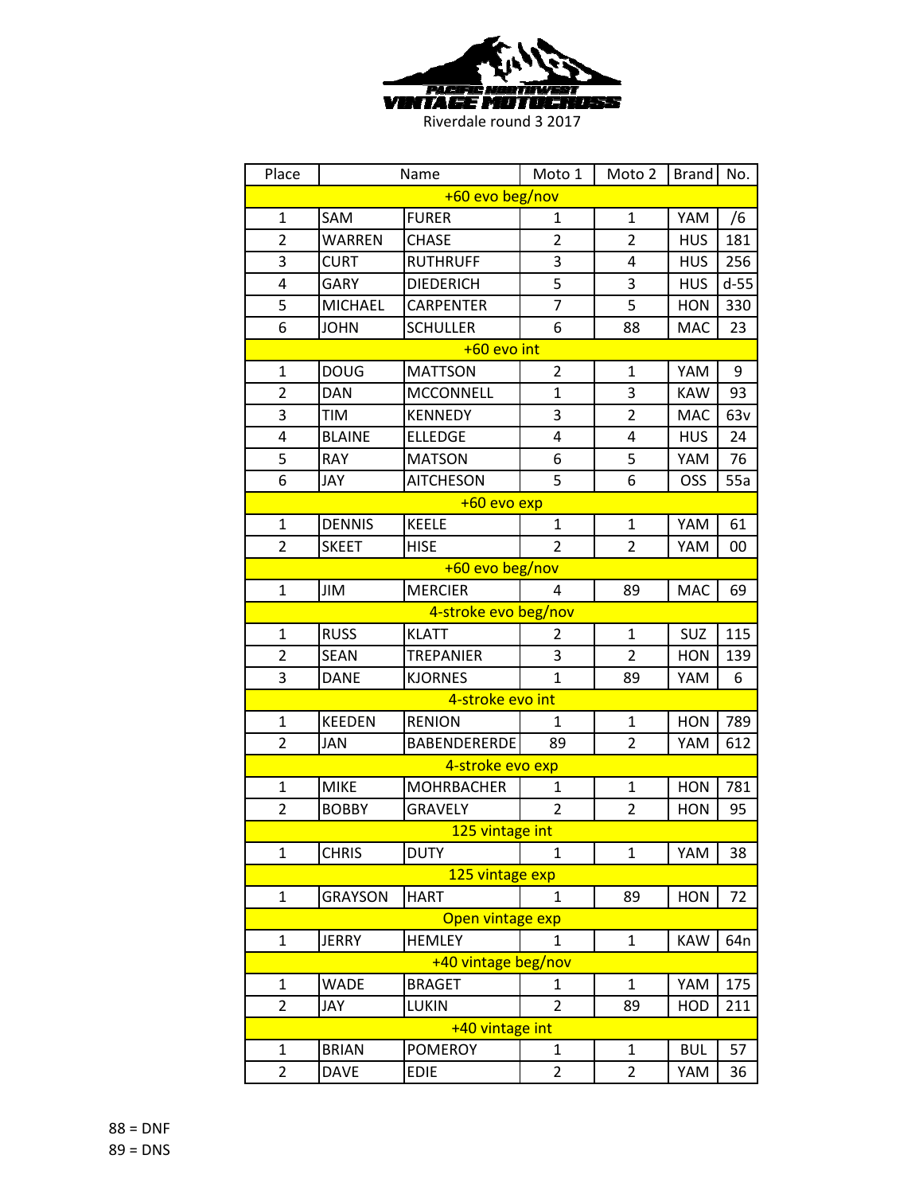PACIFIC NORTHWEST VINTAGE MOTOCROSS

Riverdale round 3 2017

| Place | Name | | Moto 1 | Moto 2 | Brand | No. |
|---|---|---|---|---|---|---|
| +60 evo beg/nov | | | | | | |
| 1 | SAM | FURER | 1 | 1 | YAM | /6 |
| 2 | WARREN | CHASE | 2 | 2 | HUS | 181 |
| 3 | CURT | RUTHRUFF | 3 | 4 | HUS | 256 |
| 4 | GARY | DIEDERICH | 5 | 3 | HUS | d-55 |
| 5 | MICHAEL | CARPENTER | 7 | 5 | HON | 330 |
| 6 | JOHN | SCHULLER | 6 | 88 | MAC | 23 |
| +60 evo int | | | | | | |
| 1 | DOUG | MATTSON | 2 | 1 | YAM | 9 |
| 2 | DAN | MCCONNELL | 1 | 3 | KAW | 93 |
| 3 | TIM | KENNEDY | 3 | 2 | MAC | 63v |
| 4 | BLAINE | ELLEDGE | 4 | 4 | HUS | 24 |
| 5 | RAY | MATSON | 6 | 5 | YAM | 76 |
| 6 | JAY | AITCHESON | 5 | 6 | OSS | 55a |
| +60 evo exp | | | | | | |
| 1 | DENNIS | KEELE | 1 | 1 | YAM | 61 |
| 2 | SKEET | HISE | 2 | 2 | YAM | 00 |
| +60 evo beg/nov | | | | | | |
| 1 | JIM | MERCIER | 4 | 89 | MAC | 69 |
| 4-stroke evo beg/nov | | | | | | |
| 1 | RUSS | KLATT | 2 | 1 | SUZ | 115 |
| 2 | SEAN | TREPANIER | 3 | 2 | HON | 139 |
| 3 | DANE | KJORNES | 1 | 89 | YAM | 6 |
| 4-stroke evo int | | | | | | |
| 1 | KEEDEN | RENION | 1 | 1 | HON | 789 |
| 2 | JAN | BABENDERERDE | 89 | 2 | YAM | 612 |
| 4-stroke evo exp | | | | | | |
| 1 | MIKE | MOHRBACHER | 1 | 1 | HON | 781 |
| 2 | BOBBY | GRAVELY | 2 | 2 | HON | 95 |
| 125 vintage int | | | | | | |
| 1 | CHRIS | DUTY | 1 | 1 | YAM | 38 |
| 125 vintage exp | | | | | | |
| 1 | GRAYSON | HART | 1 | 89 | HON | 72 |
| Open vintage exp | | | | | | |
| 1 | JERRY | HEMLEY | 1 | 1 | KAW | 64n |
| +40 vintage beg/nov | | | | | | |
| 1 | WADE | BRAGET | 1 | 1 | YAM | 175 |
| 2 | JAY | LUKIN | 2 | 89 | HOD | 211 |
| +40 vintage int | | | | | | |
| 1 | BRIAN | POMEROY | 1 | 1 | BUL | 57 |
| 2 | DAVE | EDIE | 2 | 2 | YAM | 36 |

88 = DNF

89 = DNS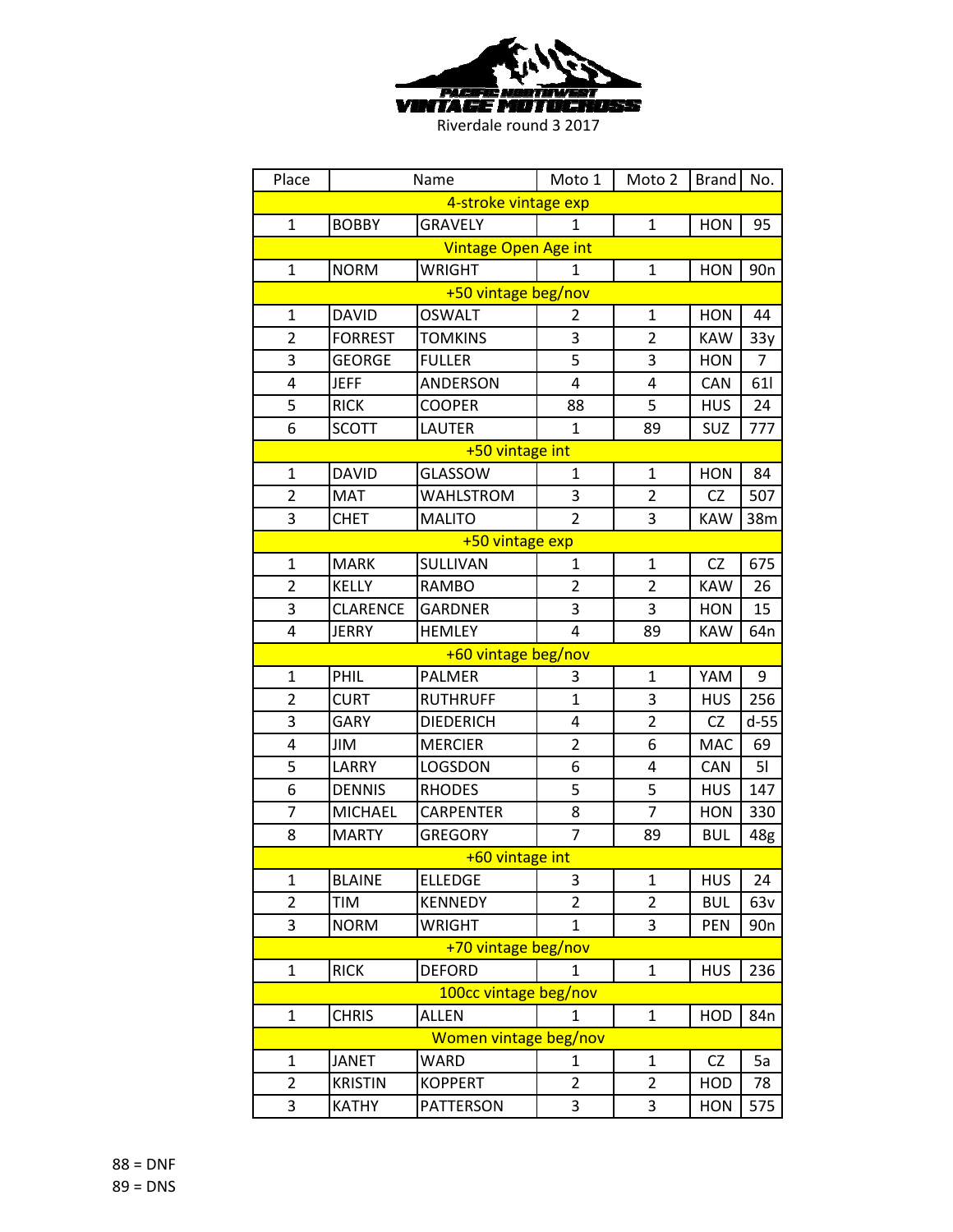PACIFIC NORTHWEST VINTAGE MOTOCROSS

Riverdale round 3 2017

| Place | Name | | Moto 1 | Moto 2 | Brand | No. |
|---|---|---|---|---|---|---|
| 4-stroke vintage exp | | | | | | |
| 1 | BOBBY | GRAVELY | 1 | 1 | HON | 95 |
| Vintage Open Age int | | | | | | |
| 1 | NORM | WRIGHT | 1 | 1 | HON | 90n |
| +50 vintage beg/nov | | | | | | |
| 1 | DAVID | OSWALT | 2 | 1 | HON | 44 |
| 2 | FORREST | TOMKINS | 3 | 2 | KAW | 33y |
| 3 | GEORGE | FULLER | 5 | 3 | HON | 7 |
| 4 | JEFF | ANDERSON | 4 | 4 | CAN | 61l |
| 5 | RICK | COOPER | 88 | 5 | HUS | 24 |
| 6 | SCOTT | LAUTER | 1 | 89 | SUZ | 777 |
| +50 vintage int | | | | | | |
| 1 | DAVID | GLASSOW | 1 | 1 | HON | 84 |
| 2 | MAT | WAHLSTROM | 3 | 2 | CZ | 507 |
| 3 | CHET | MALITO | 2 | 3 | KAW | 38m |
| +50 vintage exp | | | | | | |
| 1 | MARK | SULLIVAN | 1 | 1 | CZ | 675 |
| 2 | KELLY | RAMBO | 2 | 2 | KAW | 26 |
| 3 | CLARENCE | GARDNER | 3 | 3 | HON | 15 |
| 4 | JERRY | HEMLEY | 4 | 89 | KAW | 64n |
| +60 vintage beg/nov | | | | | | |
| 1 | PHIL | PALMER | 3 | 1 | YAM | 9 |
| 2 | CURT | RUTHRUFF | 1 | 3 | HUS | 256 |
| 3 | GARY | DIEDERICH | 4 | 2 | CZ | d-55 |
| 4 | JIM | MERCIER | 2 | 6 | MAC | 69 |
| 5 | LARRY | LOGSDON | 6 | 4 | CAN | 5l |
| 6 | DENNIS | RHODES | 5 | 5 | HUS | 147 |
| 7 | MICHAEL | CARPENTER | 8 | 7 | HON | 330 |
| 8 | MARTY | GREGORY | 7 | 89 | BUL | 48g |
| +60 vintage int | | | | | | |
| 1 | BLAINE | ELLEDGE | 3 | 1 | HUS | 24 |
| 2 | TIM | KENNEDY | 2 | 2 | BUL | 63v |
| 3 | NORM | WRIGHT | 1 | 3 | PEN | 90n |
| +70 vintage beg/nov | | | | | | |
| 1 | RICK | DEFORD | 1 | 1 | HUS | 236 |
| 100cc vintage beg/nov | | | | | | |
| 1 | CHRIS | ALLEN | 1 | 1 | HOD | 84n |
| Women vintage beg/nov | | | | | | |
| 1 | JANET | WARD | 1 | 1 | CZ | 5a |
| 2 | KRISTIN | KOPPERT | 2 | 2 | HOD | 78 |
| 3 | KATHY | PATTERSON | 3 | 3 | HON | 575 |

88 = DNF

89 = DNS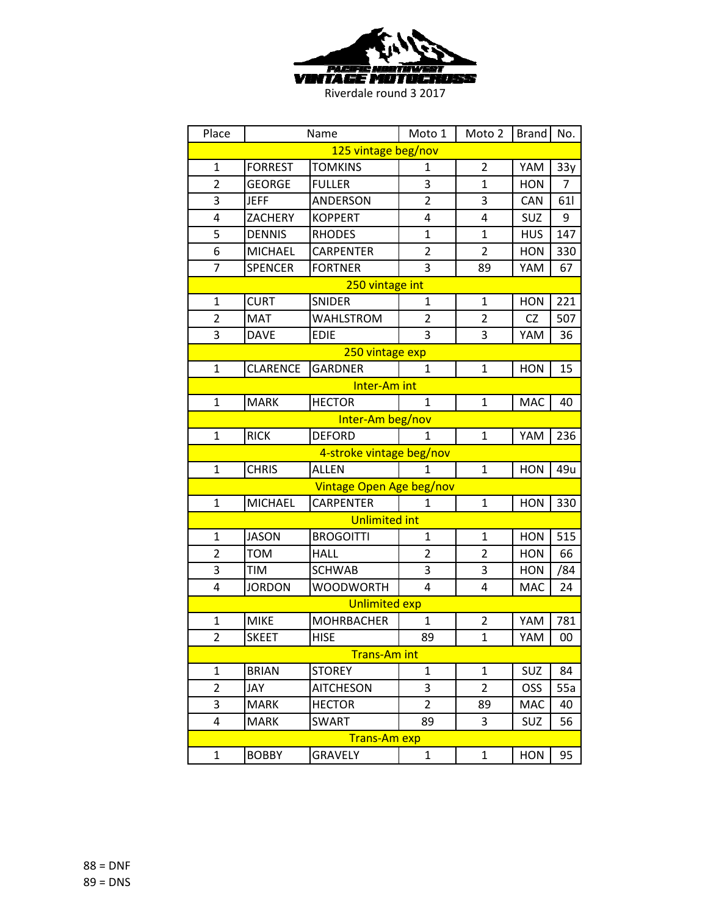PACIFIC NORTHWEST VINTAGE MOTOCROSS

Riverdale round 3 2017

| Place | Name | | Moto 1 | Moto 2 | Brand | No. |
|---|---|---|---|---|---|---|
| **125 vintage beg/nov** | | | | | | |
| 1 | FORREST | TOMKINS | 1 | 2 | YAM | 33y |
| 2 | GEORGE | FULLER | 3 | 1 | HON | 7 |
| 3 | JEFF | ANDERSON | 2 | 3 | CAN | 61l |
| 4 | ZACHERY | KOPPERT | 4 | 4 | SUZ | 9 |
| 5 | DENNIS | RHODES | 1 | 1 | HUS | 147 |
| 6 | MICHAEL | CARPENTER | 2 | 2 | HON | 330 |
| 7 | SPENCER | FORTNER | 3 | 89 | YAM | 67 |
| **250 vintage int** | | | | | | |
| 1 | CURT | SNIDER | 1 | 1 | HON | 221 |
| 2 | MAT | WAHLSTROM | 2 | 2 | CZ | 507 |
| 3 | DAVE | EDIE | 3 | 3 | YAM | 36 |
| **250 vintage exp** | | | | | | |
| 1 | CLARENCE | GARDNER | 1 | 1 | HON | 15 |
| **Inter-Am int** | | | | | | |
| 1 | MARK | HECTOR | 1 | 1 | MAC | 40 |
| **Inter-Am beg/nov** | | | | | | |
| 1 | RICK | DEFORD | 1 | 1 | YAM | 236 |
| **4-stroke vintage beg/nov** | | | | | | |
| 1 | CHRIS | ALLEN | 1 | 1 | HON | 49u |
| **Vintage Open Age beg/nov** | | | | | | |
| 1 | MICHAEL | CARPENTER | 1 | 1 | HON | 330 |
| **Unlimited int** | | | | | | |
| 1 | JASON | BROGOITTI | 1 | 1 | HON | 515 |
| 2 | TOM | HALL | 2 | 2 | HON | 66 |
| 3 | TIM | SCHWAB | 3 | 3 | HON | /84 |
| 4 | JORDON | WOODWORTH | 4 | 4 | MAC | 24 |
| **Unlimited exp** | | | | | | |
| 1 | MIKE | MOHRBACHER | 1 | 2 | YAM | 781 |
| 2 | SKEET | HISE | 89 | 1 | YAM | 00 |
| **Trans-Am int** | | | | | | |
| 1 | BRIAN | STOREY | 1 | 1 | SUZ | 84 |
| 2 | JAY | AITCHESON | 3 | 2 | OSS | 55a |
| 3 | MARK | HECTOR | 2 | 89 | MAC | 40 |
| 4 | MARK | SWART | 89 | 3 | SUZ | 56 |
| **Trans-Am exp** | | | | | | |
| 1 | BOBBY | GRAVELY | 1 | 1 | HON | 95 |

88 = DNF

89 = DNS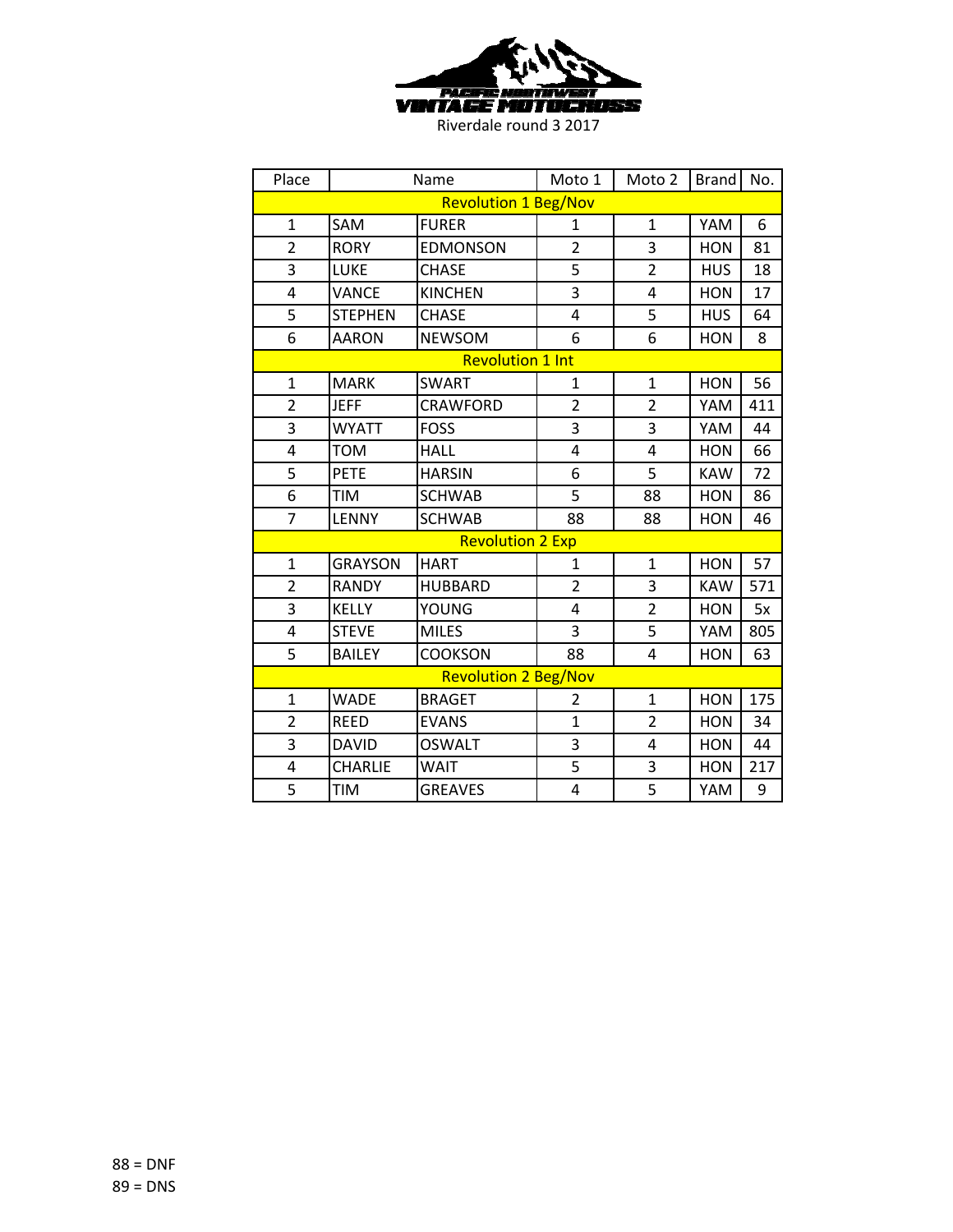Riverdale round 3 2017

| Place | Name | | Moto 1 | Moto 2 | Brand | No. |
|---|---|---|---|---|---|---|
| **Revolution 1 Beg/Nov** | | | | | | |
| 1 | SAM | FURER | 1 | 1 | YAM | 6 |
| 2 | RORY | EDMONSON | 2 | 3 | HON | 81 |
| 3 | LUKE | CHASE | 5 | 2 | HUS | 18 |
| 4 | VANCE | KINCHEN | 3 | 4 | HON | 17 |
| 5 | STEPHEN | CHASE | 4 | 5 | HUS | 64 |
| 6 | AARON | NEWSOM | 6 | 6 | HON | 8 |
| **Revolution 1 Int** | | | | | | |
| 1 | MARK | SWART | 1 | 1 | HON | 56 |
| 2 | JEFF | CRAWFORD | 2 | 2 | YAM | 411 |
| 3 | WYATT | FOSS | 3 | 3 | YAM | 44 |
| 4 | TOM | HALL | 4 | 4 | HON | 66 |
| 5 | PETE | HARSIN | 6 | 5 | KAW | 72 |
| 6 | TIM | SCHWAB | 5 | 88 | HON | 86 |
| 7 | LENNY | SCHWAB | 88 | 88 | HON | 46 |
| **Revolution 2 Exp** | | | | | | |
| 1 | GRAYSON | HART | 1 | 1 | HON | 57 |
| 2 | RANDY | HUBBARD | 2 | 3 | KAW | 571 |
| 3 | KELLY | YOUNG | 4 | 2 | HON | 5x |
| 4 | STEVE | MILES | 3 | 5 | YAM | 805 |
| 5 | BAILEY | COOKSON | 88 | 4 | HON | 63 |
| **Revolution 2 Beg/Nov** | | | | | | |
| 1 | WADE | BRAGET | 2 | 1 | HON | 175 |
| 2 | REED | EVANS | 1 | 2 | HON | 34 |
| 3 | DAVID | OSWALT | 3 | 4 | HON | 44 |
| 4 | CHARLIE | WAIT | 5 | 3 | HON | 217 |
| 5 | TIM | GREAVES | 4 | 5 | YAM | 9 |

88 = DNF
89 = DNS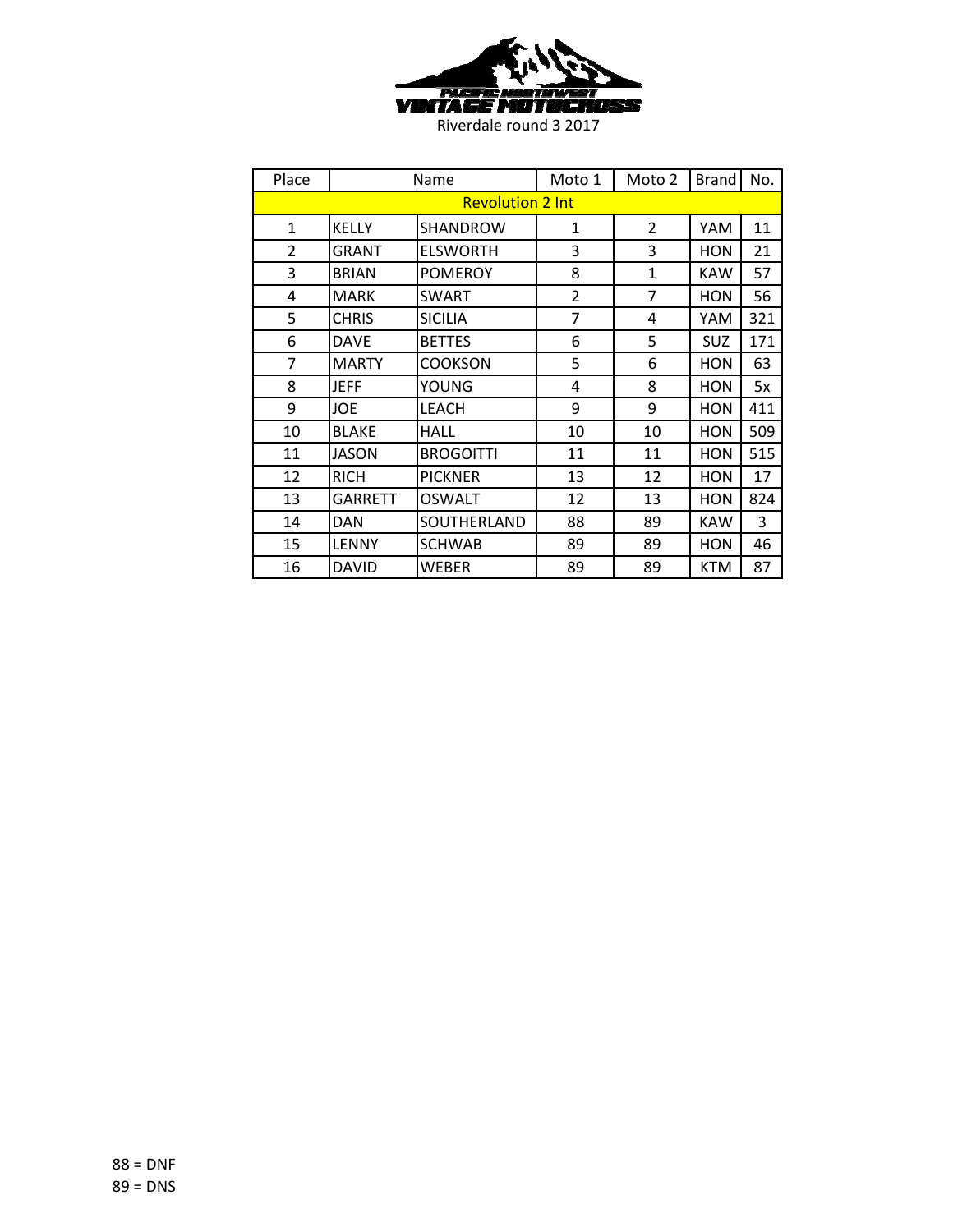PACIFIC NORTHWEST VINTAGE MOTOCROSS

Riverdale round 3 2017

| Place | Name | | Moto 1 | Moto 2 | Brand | No. |
|---|---|---|---|---|---|---|
| Revolution 2 Int | | | | | | |
| 1 | KELLY | SHANDROW | 1 | 2 | YAM | 11 |
| 2 | GRANT | ELSWORTH | 3 | 3 | HON | 21 |
| 3 | BRIAN | POMEROY | 8 | 1 | KAW | 57 |
| 4 | MARK | SWART | 2 | 7 | HON | 56 |
| 5 | CHRIS | SICILIA | 7 | 4 | YAM | 321 |
| 6 | DAVE | BETTES | 6 | 5 | SUZ | 171 |
| 7 | MARTY | COOKSON | 5 | 6 | HON | 63 |
| 8 | JEFF | YOUNG | 4 | 8 | HON | 5x |
| 9 | JOE | LEACH | 9 | 9 | HON | 411 |
| 10 | BLAKE | HALL | 10 | 10 | HON | 509 |
| 11 | JASON | BROGOITTI | 11 | 11 | HON | 515 |
| 12 | RICH | PICKNER | 13 | 12 | HON | 17 |
| 13 | GARRETT | OSWALT | 12 | 13 | HON | 824 |
| 14 | DAN | SOUTHERLAND | 88 | 89 | KAW | 3 |
| 15 | LENNY | SCHWAB | 89 | 89 | HON | 46 |
| 16 | DAVID | WEBER | 89 | 89 | KTM | 87 |

88 = DNF

89 = DNS